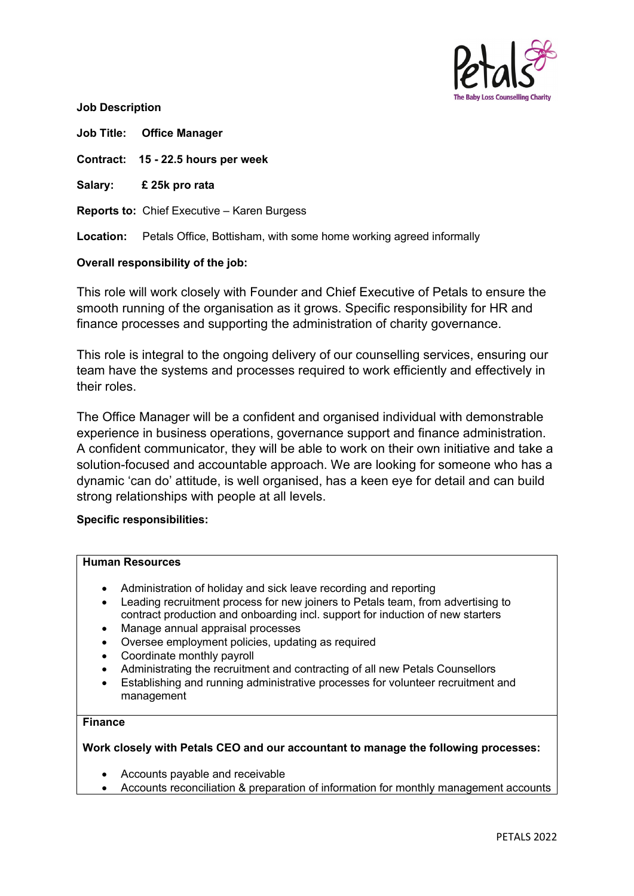**Job Description**

**Job Title:** **Office Manager**

**Contract:** **15 - 22.5 hours per week**

**Salary:** **£ 25k pro rata**

**Reports to:** Chief Executive – Karen Burgess

**Location:** Petals Office, Bottisham, with some home working agreed informally

**Overall responsibility of the job:**

This role will work closely with Founder and Chief Executive of Petals to ensure the smooth running of the organisation as it grows. Specific responsibility for HR and finance processes and supporting the administration of charity governance.

This role is integral to the ongoing delivery of our counselling services, ensuring our team have the systems and processes required to work efficiently and effectively in their roles.

The Office Manager will be a confident and organised individual with demonstrable experience in business operations, governance support and finance administration. A confident communicator, they will be able to work on their own initiative and take a solution-focused and accountable approach. We are looking for someone who has a dynamic 'can do' attitude, is well organised, has a keen eye for detail and can build strong relationships with people at all levels.

**Specific responsibilities:**

**Human Resources**

- Administration of holiday and sick leave recording and reporting
- Leading recruitment process for new joiners to Petals team, from advertising to contract production and onboarding incl. support for induction of new starters
- Manage annual appraisal processes
- Oversee employment policies, updating as required
- Coordinate monthly payroll
- Administrating the recruitment and contracting of all new Petals Counsellors
- Establishing and running administrative processes for volunteer recruitment and management

**Finance**

**Work closely with Petals CEO and our accountant to manage the following processes:**

- Accounts payable and receivable
- Accounts reconciliation & preparation of information for monthly management accounts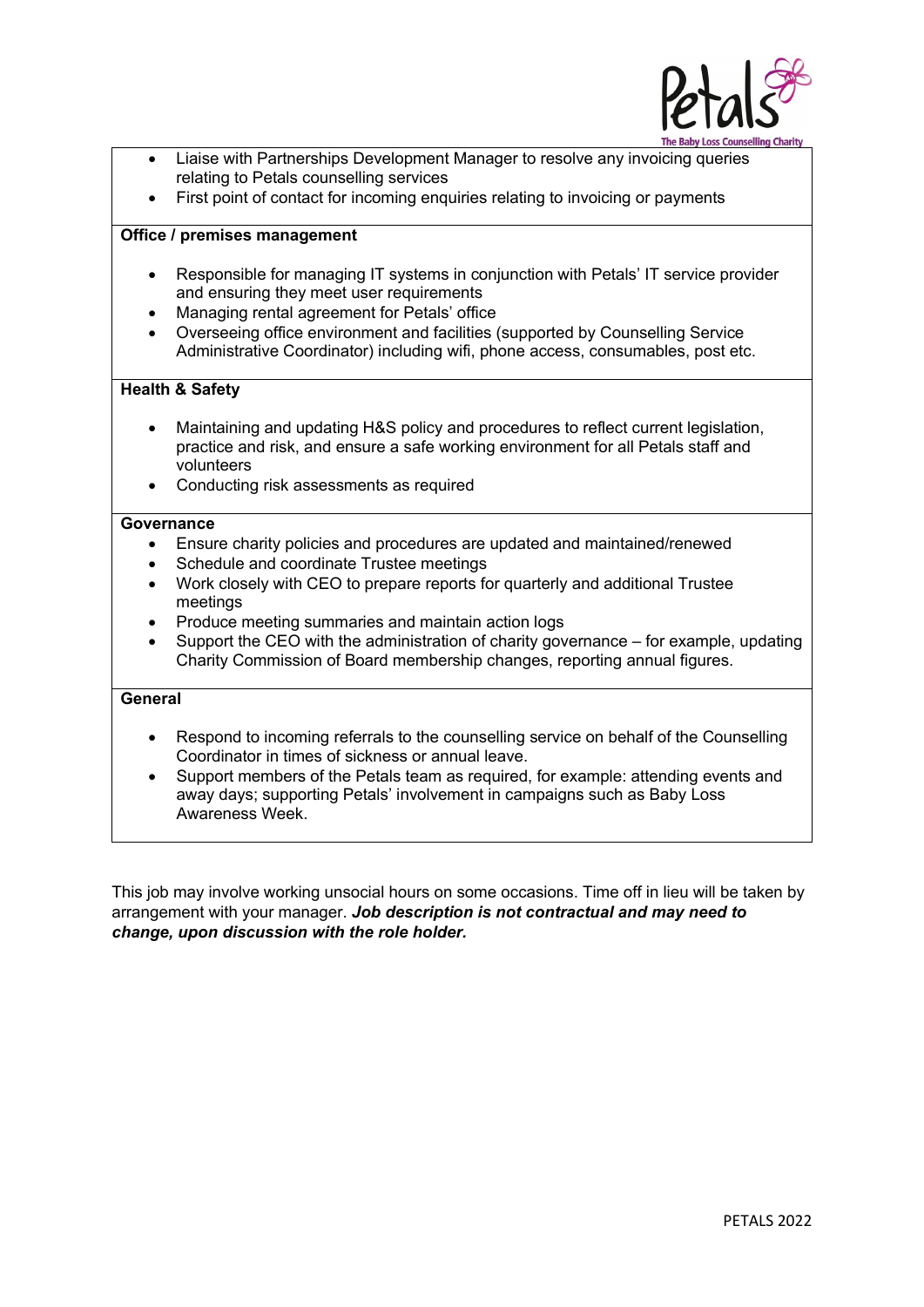- Liaise with Partnerships Development Manager to resolve any invoicing queries relating to Petals counselling services
- First point of contact for incoming enquiries relating to invoicing or payments

**Office / premises management**

- Responsible for managing IT systems in conjunction with Petals' IT service provider and ensuring they meet user requirements
- Managing rental agreement for Petals' office
- Overseeing office environment and facilities (supported by Counselling Service Administrative Coordinator) including wifi, phone access, consumables, post etc.

**Health & Safety**

- Maintaining and updating H&S policy and procedures to reflect current legislation, practice and risk, and ensure a safe working environment for all Petals staff and volunteers
- Conducting risk assessments as required

**Governance**

- Ensure charity policies and procedures are updated and maintained/renewed
- Schedule and coordinate Trustee meetings
- Work closely with CEO to prepare reports for quarterly and additional Trustee meetings
- Produce meeting summaries and maintain action logs
- Support the CEO with the administration of charity governance – for example, updating Charity Commission of Board membership changes, reporting annual figures.

**General**

- Respond to incoming referrals to the counselling service on behalf of the Counselling Coordinator in times of sickness or annual leave.
- Support members of the Petals team as required, for example: attending events and away days; supporting Petals' involvement in campaigns such as Baby Loss Awareness Week.

This job may involve working unsocial hours on some occasions. Time off in lieu will be taken by arrangement with your manager. ***Job description is not contractual and may need to change, upon discussion with the role holder.***